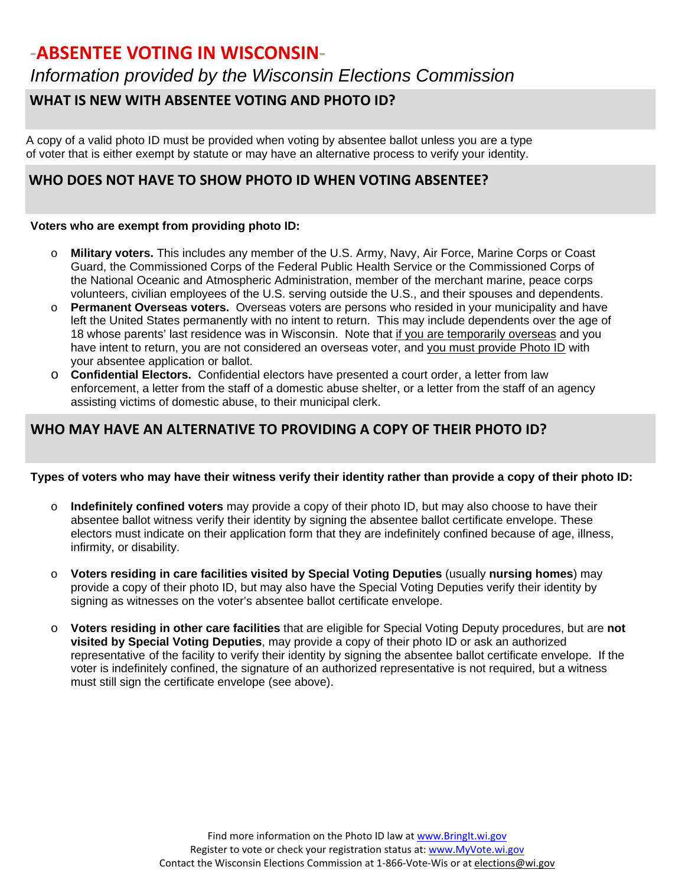# -ABSENTEE VOTING IN WISCONSIN-

*Information provided by the Wisconsin Elections Commission*

## WHAT IS NEW WITH ABSENTEE VOTING AND PHOTO ID?

A copy of a valid photo ID must be provided when voting by absentee ballot unless you are a type of voter that is either exempt by statute or may have an alternative process to verify your identity.

## WHO DOES NOT HAVE TO SHOW PHOTO ID WHEN VOTING ABSENTEE?

**Voters who are exempt from providing photo ID:**

- **Military voters.** This includes any member of the U.S. Army, Navy, Air Force, Marine Corps or Coast Guard, the Commissioned Corps of the Federal Public Health Service or the Commissioned Corps of the National Oceanic and Atmospheric Administration, member of the merchant marine, peace corps volunteers, civilian employees of the U.S. serving outside the U.S., and their spouses and dependents.
- **Permanent Overseas voters.** Overseas voters are persons who resided in your municipality and have left the United States permanently with no intent to return. This may include dependents over the age of 18 whose parents' last residence was in Wisconsin. Note that if you are temporarily overseas and you have intent to return, you are not considered an overseas voter, and you must provide Photo ID with your absentee application or ballot.
- **Confidential Electors.** Confidential electors have presented a court order, a letter from law enforcement, a letter from the staff of a domestic abuse shelter, or a letter from the staff of an agency assisting victims of domestic abuse, to their municipal clerk.

## WHO MAY HAVE AN ALTERNATIVE TO PROVIDING A COPY OF THEIR PHOTO ID?

**Types of voters who may have their witness verify their identity rather than provide a copy of their photo ID:**

- **Indefinitely confined voters** may provide a copy of their photo ID, but may also choose to have their absentee ballot witness verify their identity by signing the absentee ballot certificate envelope. These electors must indicate on their application form that they are indefinitely confined because of age, illness, infirmity, or disability.

- **Voters residing in care facilities visited by Special Voting Deputies** (usually **nursing homes**) may provide a copy of their photo ID, but may also have the Special Voting Deputies verify their identity by signing as witnesses on the voter's absentee ballot certificate envelope.

- **Voters residing in other care facilities** that are eligible for Special Voting Deputy procedures, but are **not visited by Special Voting Deputies**, may provide a copy of their photo ID or ask an authorized representative of the facility to verify their identity by signing the absentee ballot certificate envelope. If the voter is indefinitely confined, the signature of an authorized representative is not required, but a witness must still sign the certificate envelope (see above).

Find more information on the Photo ID law at www.BringIt.wi.gov
Register to vote or check your registration status at: www.MyVote.wi.gov
Contact the Wisconsin Elections Commission at 1-866-Vote-Wis or at elections@wi.gov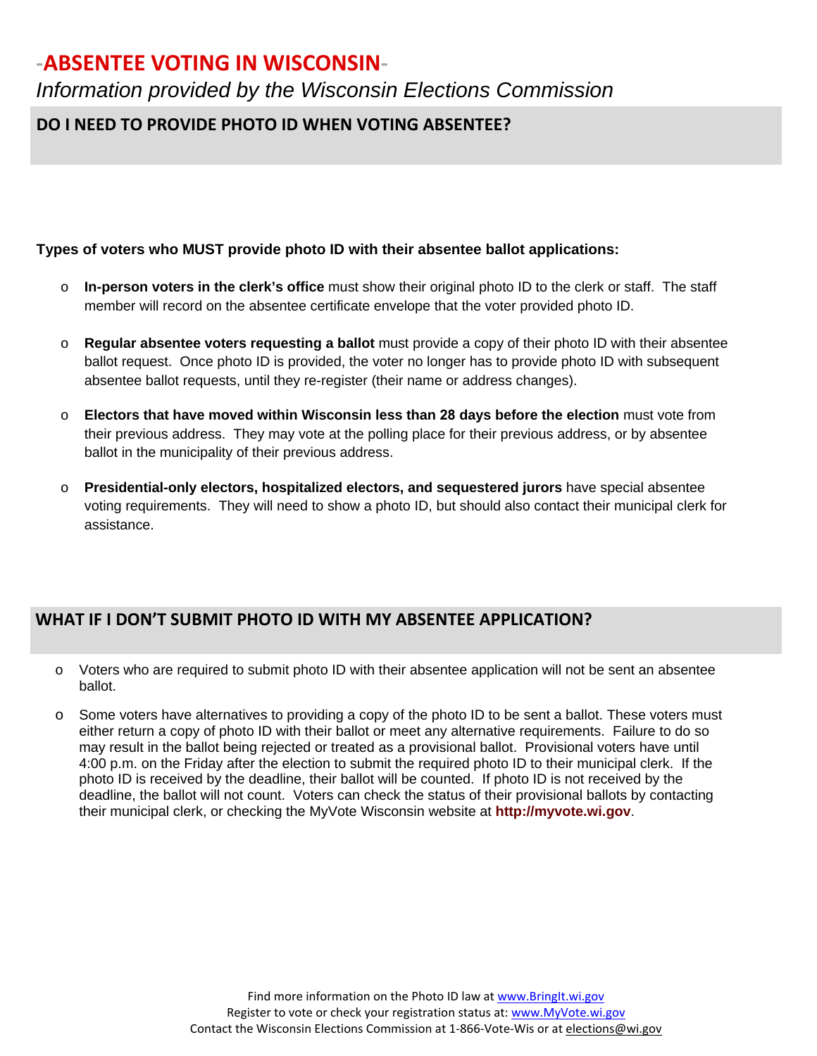# -ABSENTEE VOTING IN WISCONSIN-

*Information provided by the Wisconsin Elections Commission*

## DO I NEED TO PROVIDE PHOTO ID WHEN VOTING ABSENTEE?

**Types of voters who MUST provide photo ID with their absentee ballot applications:**

- **In-person voters in the clerk's office** must show their original photo ID to the clerk or staff. The staff member will record on the absentee certificate envelope that the voter provided photo ID.
- **Regular absentee voters requesting a ballot** must provide a copy of their photo ID with their absentee ballot request. Once photo ID is provided, the voter no longer has to provide photo ID with subsequent absentee ballot requests, until they re-register (their name or address changes).
- **Electors that have moved within Wisconsin less than 28 days before the election** must vote from their previous address. They may vote at the polling place for their previous address, or by absentee ballot in the municipality of their previous address.
- **Presidential-only electors, hospitalized electors, and sequestered jurors** have special absentee voting requirements. They will need to show a photo ID, but should also contact their municipal clerk for assistance.

## WHAT IF I DON'T SUBMIT PHOTO ID WITH MY ABSENTEE APPLICATION?

- Voters who are required to submit photo ID with their absentee application will not be sent an absentee ballot.
- Some voters have alternatives to providing a copy of the photo ID to be sent a ballot. These voters must either return a copy of photo ID with their ballot or meet any alternative requirements. Failure to do so may result in the ballot being rejected or treated as a provisional ballot. Provisional voters have until 4:00 p.m. on the Friday after the election to submit the required photo ID to their municipal clerk. If the photo ID is received by the deadline, their ballot will be counted. If photo ID is not received by the deadline, the ballot will not count. Voters can check the status of their provisional ballots by contacting their municipal clerk, or checking the MyVote Wisconsin website at **http://myvote.wi.gov**.

Find more information on the Photo ID law at www.BringIt.wi.gov
Register to vote or check your registration status at: www.MyVote.wi.gov
Contact the Wisconsin Elections Commission at 1-866-Vote-Wis or at elections@wi.gov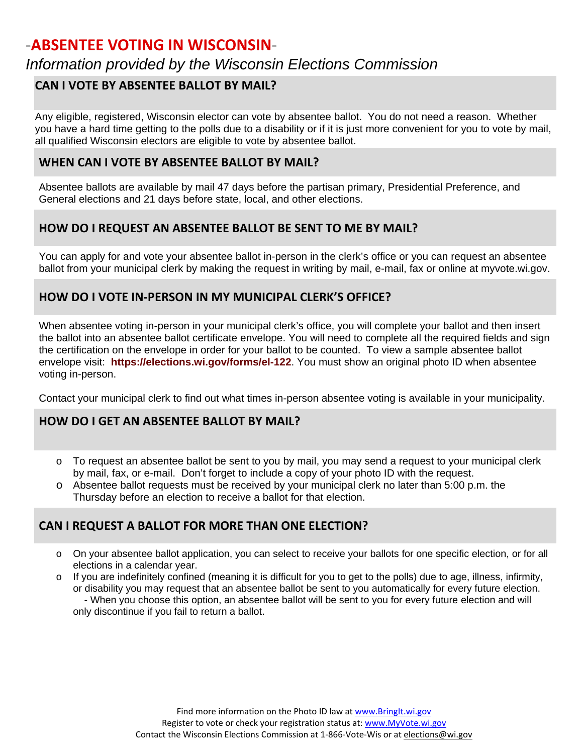# -ABSENTEE VOTING IN WISCONSIN-

*Information provided by the Wisconsin Elections Commission*

## CAN I VOTE BY ABSENTEE BALLOT BY MAIL?

Any eligible, registered, Wisconsin elector can vote by absentee ballot. You do not need a reason. Whether you have a hard time getting to the polls due to a disability or if it is just more convenient for you to vote by mail, all qualified Wisconsin electors are eligible to vote by absentee ballot.

## WHEN CAN I VOTE BY ABSENTEE BALLOT BY MAIL?

Absentee ballots are available by mail 47 days before the partisan primary, Presidential Preference, and General elections and 21 days before state, local, and other elections.

## HOW DO I REQUEST AN ABSENTEE BALLOT BE SENT TO ME BY MAIL?

You can apply for and vote your absentee ballot in-person in the clerk's office or you can request an absentee ballot from your municipal clerk by making the request in writing by mail, e-mail, fax or online at myvote.wi.gov.

## HOW DO I VOTE IN-PERSON IN MY MUNICIPAL CLERK'S OFFICE?

When absentee voting in-person in your municipal clerk's office, you will complete your ballot and then insert the ballot into an absentee ballot certificate envelope. You will need to complete all the required fields and sign the certification on the envelope in order for your ballot to be counted. To view a sample absentee ballot envelope visit: **https://elections.wi.gov/forms/el-122**. You must show an original photo ID when absentee voting in-person.

Contact your municipal clerk to find out what times in-person absentee voting is available in your municipality.

## HOW DO I GET AN ABSENTEE BALLOT BY MAIL?

- To request an absentee ballot be sent to you by mail, you may send a request to your municipal clerk by mail, fax, or e-mail. Don't forget to include a copy of your photo ID with the request.
- Absentee ballot requests must be received by your municipal clerk no later than 5:00 p.m. the Thursday before an election to receive a ballot for that election.

## CAN I REQUEST A BALLOT FOR MORE THAN ONE ELECTION?

- On your absentee ballot application, you can select to receive your ballots for one specific election, or for all elections in a calendar year.
- If you are indefinitely confined (meaning it is difficult for you to get to the polls) due to age, illness, infirmity, or disability you may request that an absentee ballot be sent to you automatically for every future election.
  - When you choose this option, an absentee ballot will be sent to you for every future election and will only discontinue if you fail to return a ballot.

Find more information on the Photo ID law at www.BringIt.wi.gov
Register to vote or check your registration status at: www.MyVote.wi.gov
Contact the Wisconsin Elections Commission at 1-866-Vote-Wis or at elections@wi.gov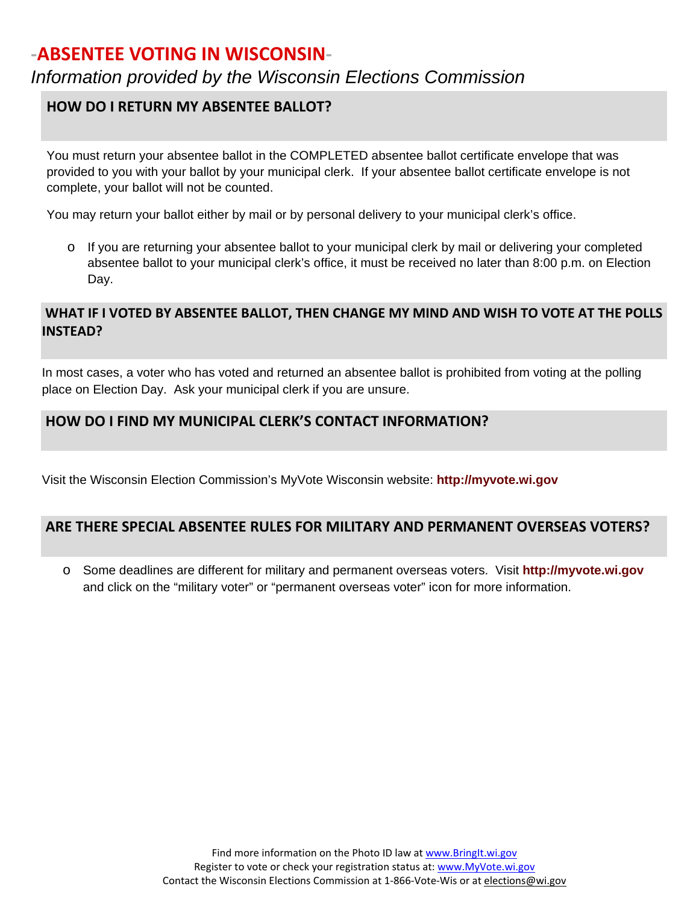# -ABSENTEE VOTING IN WISCONSIN-

*Information provided by the Wisconsin Elections Commission*

## HOW DO I RETURN MY ABSENTEE BALLOT?

You must return your absentee ballot in the COMPLETED absentee ballot certificate envelope that was provided to you with your ballot by your municipal clerk. If your absentee ballot certificate envelope is not complete, your ballot will not be counted.

You may return your ballot either by mail or by personal delivery to your municipal clerk's office.

- If you are returning your absentee ballot to your municipal clerk by mail or delivering your completed absentee ballot to your municipal clerk's office, it must be received no later than 8:00 p.m. on Election Day.

## WHAT IF I VOTED BY ABSENTEE BALLOT, THEN CHANGE MY MIND AND WISH TO VOTE AT THE POLLS INSTEAD?

In most cases, a voter who has voted and returned an absentee ballot is prohibited from voting at the polling place on Election Day. Ask your municipal clerk if you are unsure.

## HOW DO I FIND MY MUNICIPAL CLERK'S CONTACT INFORMATION?

Visit the Wisconsin Election Commission's MyVote Wisconsin website: **http://myvote.wi.gov**

## ARE THERE SPECIAL ABSENTEE RULES FOR MILITARY AND PERMANENT OVERSEAS VOTERS?

- Some deadlines are different for military and permanent overseas voters. Visit **http://myvote.wi.gov** and click on the "military voter" or "permanent overseas voter" icon for more information.

Find more information on the Photo ID law at www.BringIt.wi.gov
Register to vote or check your registration status at: www.MyVote.wi.gov
Contact the Wisconsin Elections Commission at 1-866-Vote-Wis or at elections@wi.gov